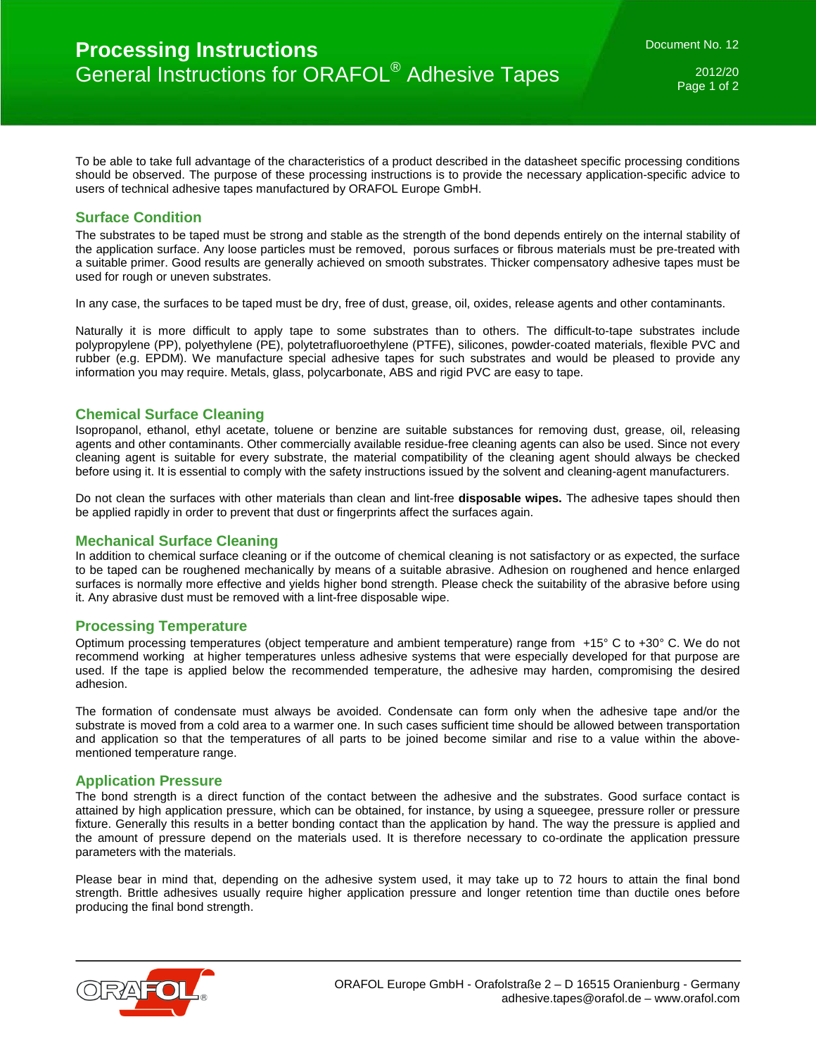# Processing Instructions

## General Instructions for ORAFOL® Adhesive Tapes

Document No. 12

2012/20

To be able to take full advantage of the characteristics of a product described in the datasheet specific processing conditions should be observed. The purpose of these processing instructions is to provide the necessary application-specific advice to users of technical adhesive tapes manufactured by ORAFOL Europe GmbH.

### Surface Condition

The substrates to be taped must be strong and stable as the strength of the bond depends entirely on the internal stability of the application surface. Any loose particles must be removed, porous surfaces or fibrous materials must be pre-treated with a suitable primer. Good results are generally achieved on smooth substrates. Thicker compensatory adhesive tapes must be used for rough or uneven substrates.

In any case, the surfaces to be taped must be dry, free of dust, grease, oil, oxides, release agents and other contaminants.

Naturally it is more difficult to apply tape to some substrates than to others. The difficult-to-tape substrates include polypropylene (PP), polyethylene (PE), polytetrafluoroethylene (PTFE), silicones, powder-coated materials, flexible PVC and rubber (e.g. EPDM). We manufacture special adhesive tapes for such substrates and would be pleased to provide any information you may require. Metals, glass, polycarbonate, ABS and rigid PVC are easy to tape.

### Chemical Surface Cleaning

Isopropanol, ethanol, ethyl acetate, toluene or benzine are suitable substances for removing dust, grease, oil, releasing agents and other contaminants. Other commercially available residue-free cleaning agents can also be used. Since not every cleaning agent is suitable for every substrate, the material compatibility of the cleaning agent should always be checked before using it. It is essential to comply with the safety instructions issued by the solvent and cleaning-agent manufacturers.

Do not clean the surfaces with other materials than clean and lint-free **disposable wipes.** The adhesive tapes should then be applied rapidly in order to prevent that dust or fingerprints affect the surfaces again.

### Mechanical Surface Cleaning

In addition to chemical surface cleaning or if the outcome of chemical cleaning is not satisfactory or as expected, the surface to be taped can be roughened mechanically by means of a suitable abrasive. Adhesion on roughened and hence enlarged surfaces is normally more effective and yields higher bond strength. Please check the suitability of the abrasive before using it. Any abrasive dust must be removed with a lint-free disposable wipe.

### Processing Temperature

Optimum processing temperatures (object temperature and ambient temperature) range from +15° C to +30° C. We do not recommend working at higher temperatures unless adhesive systems that were especially developed for that purpose are used. If the tape is applied below the recommended temperature, the adhesive may harden, compromising the desired adhesion.

The formation of condensate must always be avoided. Condensate can form only when the adhesive tape and/or the substrate is moved from a cold area to a warmer one. In such cases sufficient time should be allowed between transportation and application so that the temperatures of all parts to be joined become similar and rise to a value within the above-mentioned temperature range.

### Application Pressure

The bond strength is a direct function of the contact between the adhesive and the substrates. Good surface contact is attained by high application pressure, which can be obtained, for instance, by using a squeegee, pressure roller or pressure fixture. Generally this results in a better bonding contact than the application by hand. The way the pressure is applied and the amount of pressure depend on the materials used. It is therefore necessary to co-ordinate the application pressure parameters with the materials.

Please bear in mind that, depending on the adhesive system used, it may take up to 72 hours to attain the final bond strength. Brittle adhesives usually require higher application pressure and longer retention time than ductile ones before producing the final bond strength.

ORAFOL Europe GmbH - Orafolstraße 2 – D 16515 Oranienburg - Germany
adhesive.tapes@orafol.de – www.orafol.com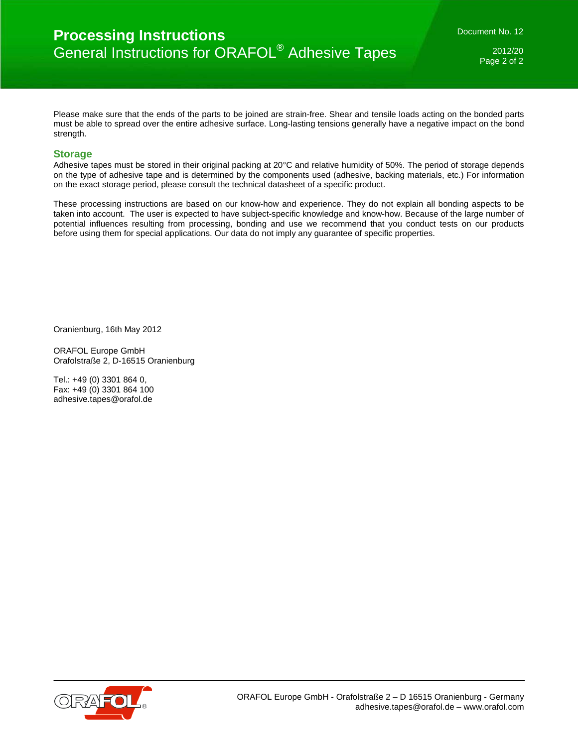Please make sure that the ends of the parts to be joined are strain-free. Shear and tensile loads acting on the bonded parts must be able to spread over the entire adhesive surface. Long-lasting tensions generally have a negative impact on the bond strength.

## Storage

Adhesive tapes must be stored in their original packing at 20°C and relative humidity of 50%. The period of storage depends on the type of adhesive tape and is determined by the components used (adhesive, backing materials, etc.) For information on the exact storage period, please consult the technical datasheet of a specific product.

These processing instructions are based on our know-how and experience. They do not explain all bonding aspects to be taken into account. The user is expected to have subject-specific knowledge and know-how. Because of the large number of potential influences resulting from processing, bonding and use we recommend that you conduct tests on our products before using them for special applications. Our data do not imply any guarantee of specific properties.

Oranienburg, 16th May 2012

ORAFOL Europe GmbH
Orafolstraße 2, D-16515 Oranienburg

Tel.: +49 (0) 3301 864 0,
Fax: +49 (0) 3301 864 100
adhesive.tapes@orafol.de